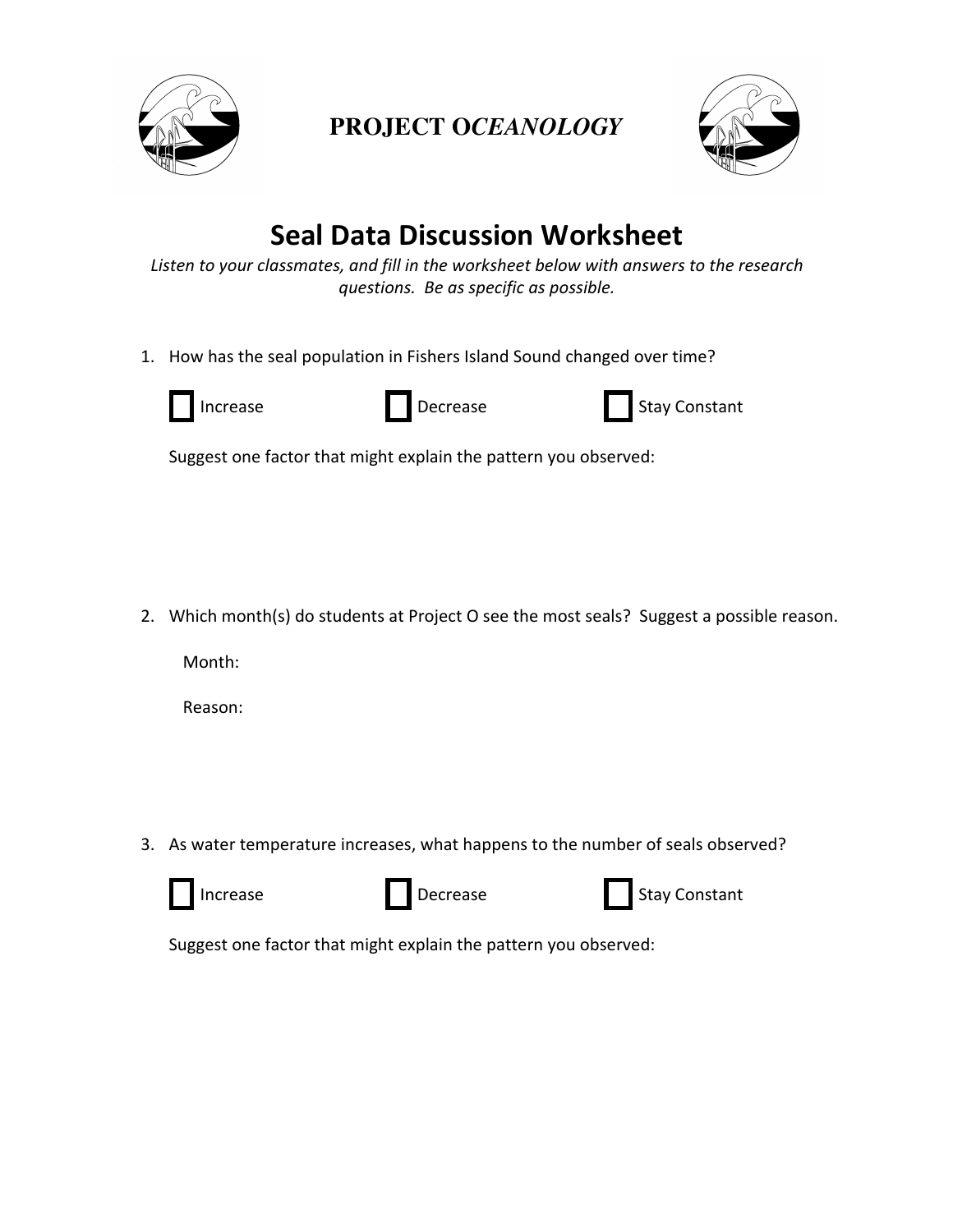**PROJECT O*CEANOLOGY***

# Seal Data Discussion Worksheet

*Listen to your classmates, and fill in the worksheet below with answers to the research questions. Be as specific as possible.*

1. How has the seal population in Fishers Island Sound changed over time?

   ☐ Increase ☐ Decrease ☐ Stay Constant

   Suggest one factor that might explain the pattern you observed:

2. Which month(s) do students at Project O see the most seals? Suggest a possible reason.

   Month:

   Reason:

3. As water temperature increases, what happens to the number of seals observed?

   ☐ Increase ☐ Decrease ☐ Stay Constant

   Suggest one factor that might explain the pattern you observed: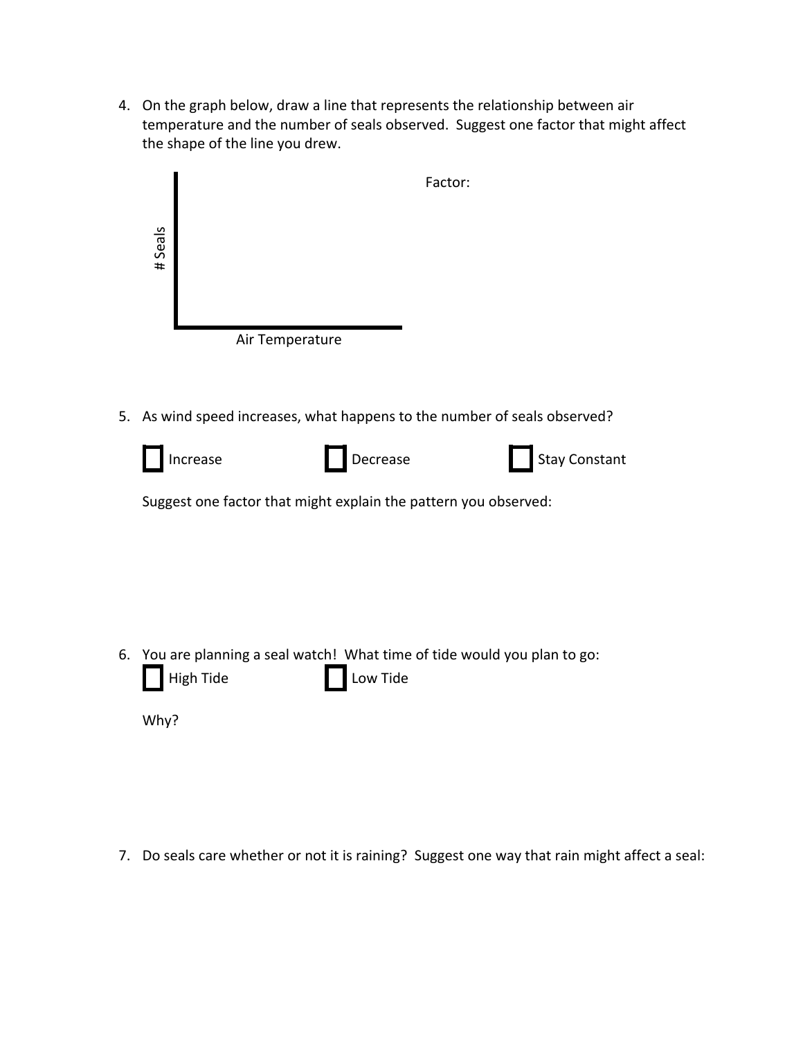4. On the graph below, draw a line that represents the relationship between air temperature and the number of seals observed. Suggest one factor that might affect the shape of the line you drew.

# Seals

Air Temperature

Factor:

5. As wind speed increases, what happens to the number of seals observed?

☐ Increase ☐ Decrease ☐ Stay Constant

Suggest one factor that might explain the pattern you observed:

6. You are planning a seal watch! What time of tide would you plan to go:

☐ High Tide ☐ Low Tide

Why?

7. Do seals care whether or not it is raining? Suggest one way that rain might affect a seal: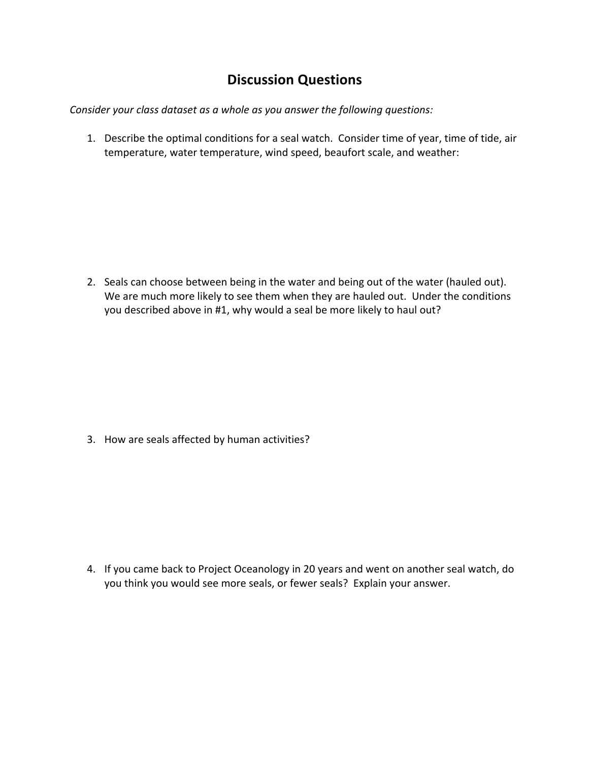# Discussion Questions

*Consider your class dataset as a whole as you answer the following questions:*

1. Describe the optimal conditions for a seal watch. Consider time of year, time of tide, air temperature, water temperature, wind speed, beaufort scale, and weather:

2. Seals can choose between being in the water and being out of the water (hauled out). We are much more likely to see them when they are hauled out. Under the conditions you described above in #1, why would a seal be more likely to haul out?

3. How are seals affected by human activities?

4. If you came back to Project Oceanology in 20 years and went on another seal watch, do you think you would see more seals, or fewer seals? Explain your answer.